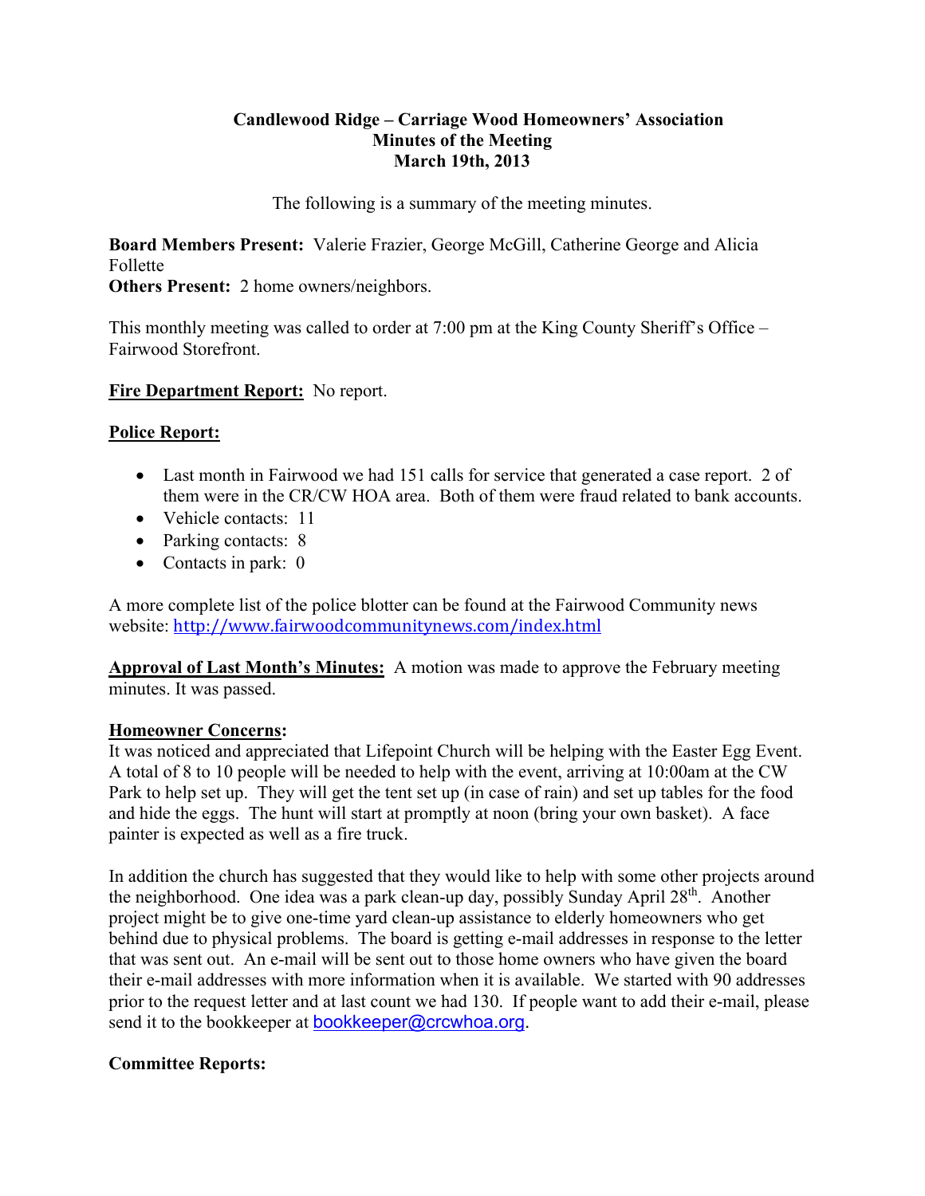**Candlewood Ridge – Carriage Wood Homeowners' Association**
**Minutes of the Meeting**
**March 19th, 2013**

The following is a summary of the meeting minutes.

**Board Members Present:** Valerie Frazier, George McGill, Catherine George and Alicia Follette
**Others Present:** 2 home owners/neighbors.

This monthly meeting was called to order at 7:00 pm at the King County Sheriff's Office – Fairwood Storefront.

**Fire Department Report:** No report.

**Police Report:**

- Last month in Fairwood we had 151 calls for service that generated a case report. 2 of them were in the CR/CW HOA area. Both of them were fraud related to bank accounts.
- Vehicle contacts: 11
- Parking contacts: 8
- Contacts in park: 0

A more complete list of the police blotter can be found at the Fairwood Community news website: http://www.fairwoodcommunitynews.com/index.html

**Approval of Last Month's Minutes:** A motion was made to approve the February meeting minutes. It was passed.

**Homeowner Concerns:**
It was noticed and appreciated that Lifepoint Church will be helping with the Easter Egg Event. A total of 8 to 10 people will be needed to help with the event, arriving at 10:00am at the CW Park to help set up. They will get the tent set up (in case of rain) and set up tables for the food and hide the eggs. The hunt will start at promptly at noon (bring your own basket). A face painter is expected as well as a fire truck.

In addition the church has suggested that they would like to help with some other projects around the neighborhood. One idea was a park clean-up day, possibly Sunday April 28th. Another project might be to give one-time yard clean-up assistance to elderly homeowners who get behind due to physical problems. The board is getting e-mail addresses in response to the letter that was sent out. An e-mail will be sent out to those home owners who have given the board their e-mail addresses with more information when it is available. We started with 90 addresses prior to the request letter and at last count we had 130. If people want to add their e-mail, please send it to the bookkeeper at bookkeeper@crcwhoa.org.

**Committee Reports:**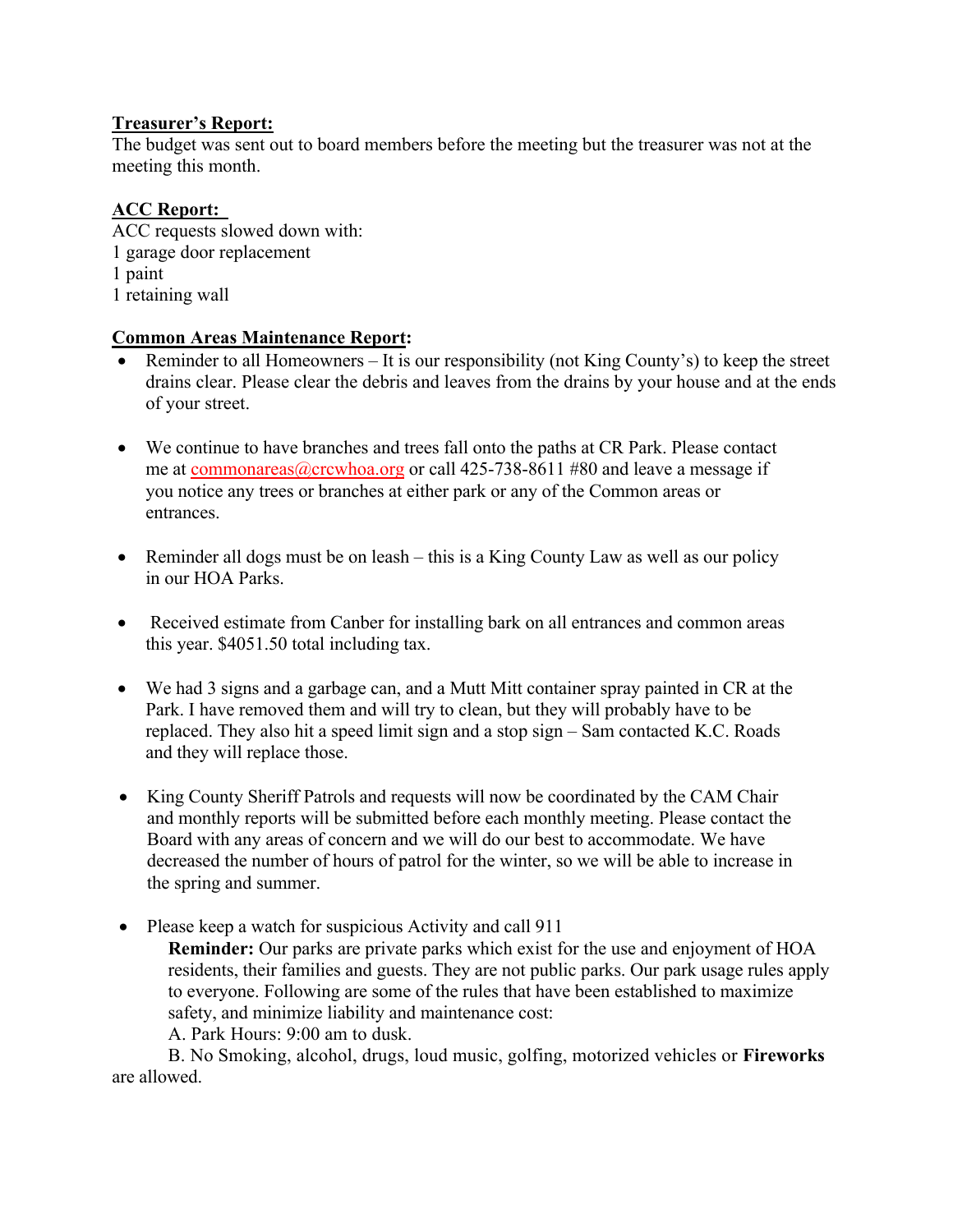**Treasurer's Report:**

The budget was sent out to board members before the meeting but the treasurer was not at the meeting this month.

**ACC Report:**

ACC requests slowed down with:
1 garage door replacement
1 paint
1 retaining wall

**Common Areas Maintenance Report:**

- Reminder to all Homeowners – It is our responsibility (not King County's) to keep the street drains clear. Please clear the debris and leaves from the drains by your house and at the ends of your street.

- We continue to have branches and trees fall onto the paths at CR Park. Please contact me at commonareas@crcwhoa.org or call 425-738-8611 #80 and leave a message if you notice any trees or branches at either park or any of the Common areas or entrances.

- Reminder all dogs must be on leash – this is a King County Law as well as our policy in our HOA Parks.

- Received estimate from Canber for installing bark on all entrances and common areas this year. $4051.50 total including tax.

- We had 3 signs and a garbage can, and a Mutt Mitt container spray painted in CR at the Park. I have removed them and will try to clean, but they will probably have to be replaced. They also hit a speed limit sign and a stop sign – Sam contacted K.C. Roads and they will replace those.

- King County Sheriff Patrols and requests will now be coordinated by the CAM Chair and monthly reports will be submitted before each monthly meeting. Please contact the Board with any areas of concern and we will do our best to accommodate. We have decreased the number of hours of patrol for the winter, so we will be able to increase in the spring and summer.

- Please keep a watch for suspicious Activity and call 911

  **Reminder:** Our parks are private parks which exist for the use and enjoyment of HOA residents, their families and guests. They are not public parks. Our park usage rules apply to everyone. Following are some of the rules that have been established to maximize safety, and minimize liability and maintenance cost:

  A. Park Hours: 9:00 am to dusk.

  B. No Smoking, alcohol, drugs, loud music, golfing, motorized vehicles or **Fireworks** are allowed.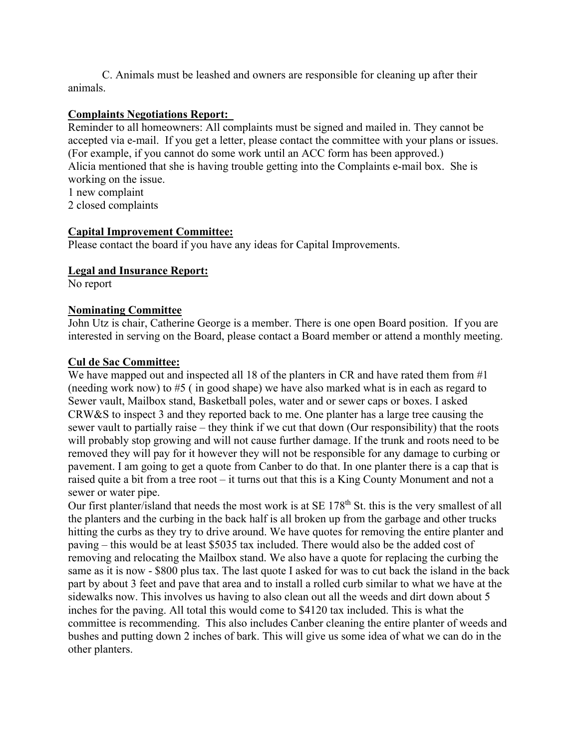C. Animals must be leashed and owners are responsible for cleaning up after their animals.

**Complaints Negotiations Report:**

Reminder to all homeowners: All complaints must be signed and mailed in. They cannot be accepted via e-mail. If you get a letter, please contact the committee with your plans or issues. (For example, if you cannot do some work until an ACC form has been approved.)
Alicia mentioned that she is having trouble getting into the Complaints e-mail box. She is working on the issue.
1 new complaint
2 closed complaints

**Capital Improvement Committee:**

Please contact the board if you have any ideas for Capital Improvements.

**Legal and Insurance Report:**

No report

**Nominating Committee**

John Utz is chair, Catherine George is a member. There is one open Board position. If you are interested in serving on the Board, please contact a Board member or attend a monthly meeting.

**Cul de Sac Committee:**

We have mapped out and inspected all 18 of the planters in CR and have rated them from #1 (needing work now) to #5 ( in good shape) we have also marked what is in each as regard to Sewer vault, Mailbox stand, Basketball poles, water and or sewer caps or boxes. I asked CRW&S to inspect 3 and they reported back to me. One planter has a large tree causing the sewer vault to partially raise – they think if we cut that down (Our responsibility) that the roots will probably stop growing and will not cause further damage. If the trunk and roots need to be removed they will pay for it however they will not be responsible for any damage to curbing or pavement. I am going to get a quote from Canber to do that. In one planter there is a cap that is raised quite a bit from a tree root – it turns out that this is a King County Monument and not a sewer or water pipe.
Our first planter/island that needs the most work is at SE 178th St. this is the very smallest of all the planters and the curbing in the back half is all broken up from the garbage and other trucks hitting the curbs as they try to drive around. We have quotes for removing the entire planter and paving – this would be at least $5035 tax included. There would also be the added cost of removing and relocating the Mailbox stand. We also have a quote for replacing the curbing the same as it is now - $800 plus tax. The last quote I asked for was to cut back the island in the back part by about 3 feet and pave that area and to install a rolled curb similar to what we have at the sidewalks now. This involves us having to also clean out all the weeds and dirt down about 5 inches for the paving. All total this would come to $4120 tax included. This is what the committee is recommending. This also includes Canber cleaning the entire planter of weeds and bushes and putting down 2 inches of bark. This will give us some idea of what we can do in the other planters.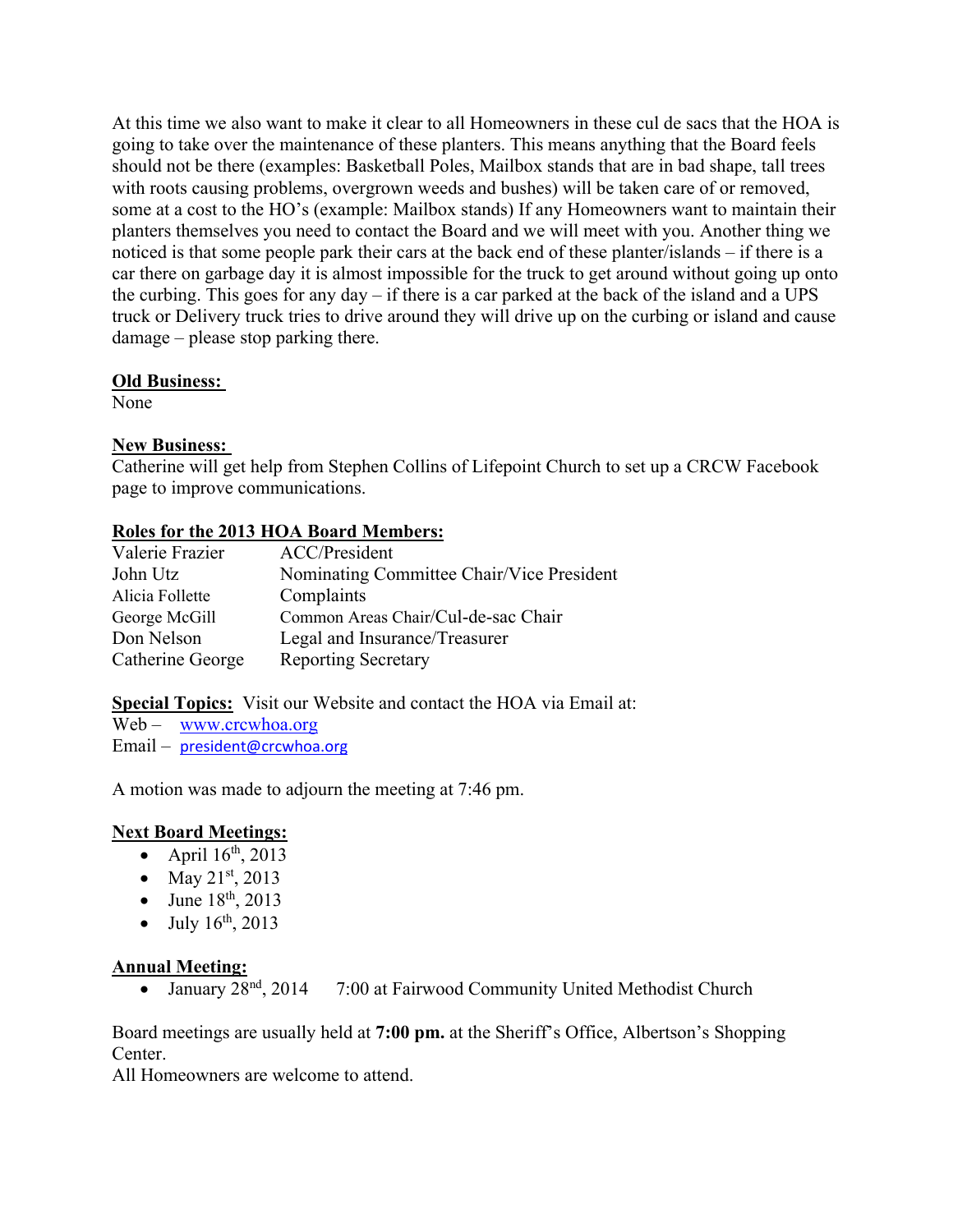At this time we also want to make it clear to all Homeowners in these cul de sacs that the HOA is going to take over the maintenance of these planters. This means anything that the Board feels should not be there (examples: Basketball Poles, Mailbox stands that are in bad shape, tall trees with roots causing problems, overgrown weeds and bushes) will be taken care of or removed, some at a cost to the HO's (example: Mailbox stands) If any Homeowners want to maintain their planters themselves you need to contact the Board and we will meet with you. Another thing we noticed is that some people park their cars at the back end of these planter/islands – if there is a car there on garbage day it is almost impossible for the truck to get around without going up onto the curbing. This goes for any day – if there is a car parked at the back of the island and a UPS truck or Delivery truck tries to drive around they will drive up on the curbing or island and cause damage – please stop parking there.

**Old Business:**
None

**New Business:**
Catherine will get help from Stephen Collins of Lifepoint Church to set up a CRCW Facebook page to improve communications.

**Roles for the 2013 HOA Board Members:**

| | |
|---|---|
| Valerie Frazier | ACC/President |
| John Utz | Nominating Committee Chair/Vice President |
| Alicia Follette | Complaints |
| George McGill | Common Areas Chair/Cul-de-sac Chair |
| Don Nelson | Legal and Insurance/Treasurer |
| Catherine George | Reporting Secretary |

**Special Topics:** Visit our Website and contact the HOA via Email at:
Web – www.crcwhoa.org
Email – president@crcwhoa.org

A motion was made to adjourn the meeting at 7:46 pm.

**Next Board Meetings:**
- April 16th, 2013
- May 21st, 2013
- June 18th, 2013
- July 16th, 2013

**Annual Meeting:**
- January 28nd, 2014 7:00 at Fairwood Community United Methodist Church

Board meetings are usually held at **7:00 pm.** at the Sheriff's Office, Albertson's Shopping Center.
All Homeowners are welcome to attend.